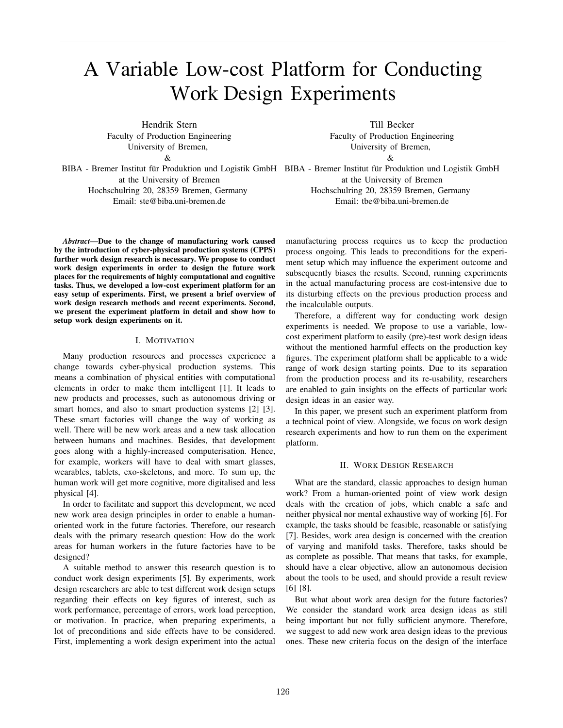# A Variable Low-cost Platform for Conducting Work Design Experiments

Hendrik Stern
Faculty of Production Engineering
University of Bremen,
&
BIBA - Bremer Institut für Produktion und Logistik GmbH
at the University of Bremen
Hochschulring 20, 28359 Bremen, Germany
Email: ste@biba.uni-bremen.de

Till Becker
Faculty of Production Engineering
University of Bremen,
&
BIBA - Bremer Institut für Produktion und Logistik GmbH
at the University of Bremen
Hochschulring 20, 28359 Bremen, Germany
Email: tbe@biba.uni-bremen.de

***Abstract*—Due to the change of manufacturing work caused by the introduction of cyber-physical production systems (CPPS) further work design research is necessary. We propose to conduct work design experiments in order to design the future work places for the requirements of highly computational and cognitive tasks. Thus, we developed a low-cost experiment platform for an easy setup of experiments. First, we present a brief overview of work design research methods and recent experiments. Second, we present the experiment platform in detail and show how to setup work design experiments on it.**

## I. Motivation

Many production resources and processes experience a change towards cyber-physical production systems. This means a combination of physical entities with computational elements in order to make them intelligent [1]. It leads to new products and processes, such as autonomous driving or smart homes, and also to smart production systems [2] [3]. These smart factories will change the way of working as well. There will be new work areas and a new task allocation between humans and machines. Besides, that development goes along with a highly-increased computerisation. Hence, for example, workers will have to deal with smart glasses, wearables, tablets, exo-skeletons, and more. To sum up, the human work will get more cognitive, more digitalised and less physical [4].

In order to facilitate and support this development, we need new work area design principles in order to enable a human-oriented work in the future factories. Therefore, our research deals with the primary research question: How do the work areas for human workers in the future factories have to be designed?

A suitable method to answer this research question is to conduct work design experiments [5]. By experiments, work design researchers are able to test different work design setups regarding their effects on key figures of interest, such as work performance, percentage of errors, work load perception, or motivation. In practice, when preparing experiments, a lot of preconditions and side effects have to be considered. First, implementing a work design experiment into the actual manufacturing process requires us to keep the production process ongoing. This leads to preconditions for the experiment setup which may influence the experiment outcome and subsequently biases the results. Second, running experiments in the actual manufacturing process are cost-intensive due to its disturbing effects on the previous production process and the incalculable outputs.

Therefore, a different way for conducting work design experiments is needed. We propose to use a variable, low-cost experiment platform to easily (pre)-test work design ideas without the mentioned harmful effects on the production key figures. The experiment platform shall be applicable to a wide range of work design starting points. Due to its separation from the production process and its re-usability, researchers are enabled to gain insights on the effects of particular work design ideas in an easier way.

In this paper, we present such an experiment platform from a technical point of view. Alongside, we focus on work design research experiments and how to run them on the experiment platform.

## II. Work Design Research

What are the standard, classic approaches to design human work? From a human-oriented point of view work design deals with the creation of jobs, which enable a safe and neither physical nor mental exhaustive way of working [6]. For example, the tasks should be feasible, reasonable or satisfying [7]. Besides, work area design is concerned with the creation of varying and manifold tasks. Therefore, tasks should be as complete as possible. That means that tasks, for example, should have a clear objective, allow an autonomous decision about the tools to be used, and should provide a result review [6] [8].

But what about work area design for the future factories? We consider the standard work area design ideas as still being important but not fully sufficient anymore. Therefore, we suggest to add new work area design ideas to the previous ones. These new criteria focus on the design of the interface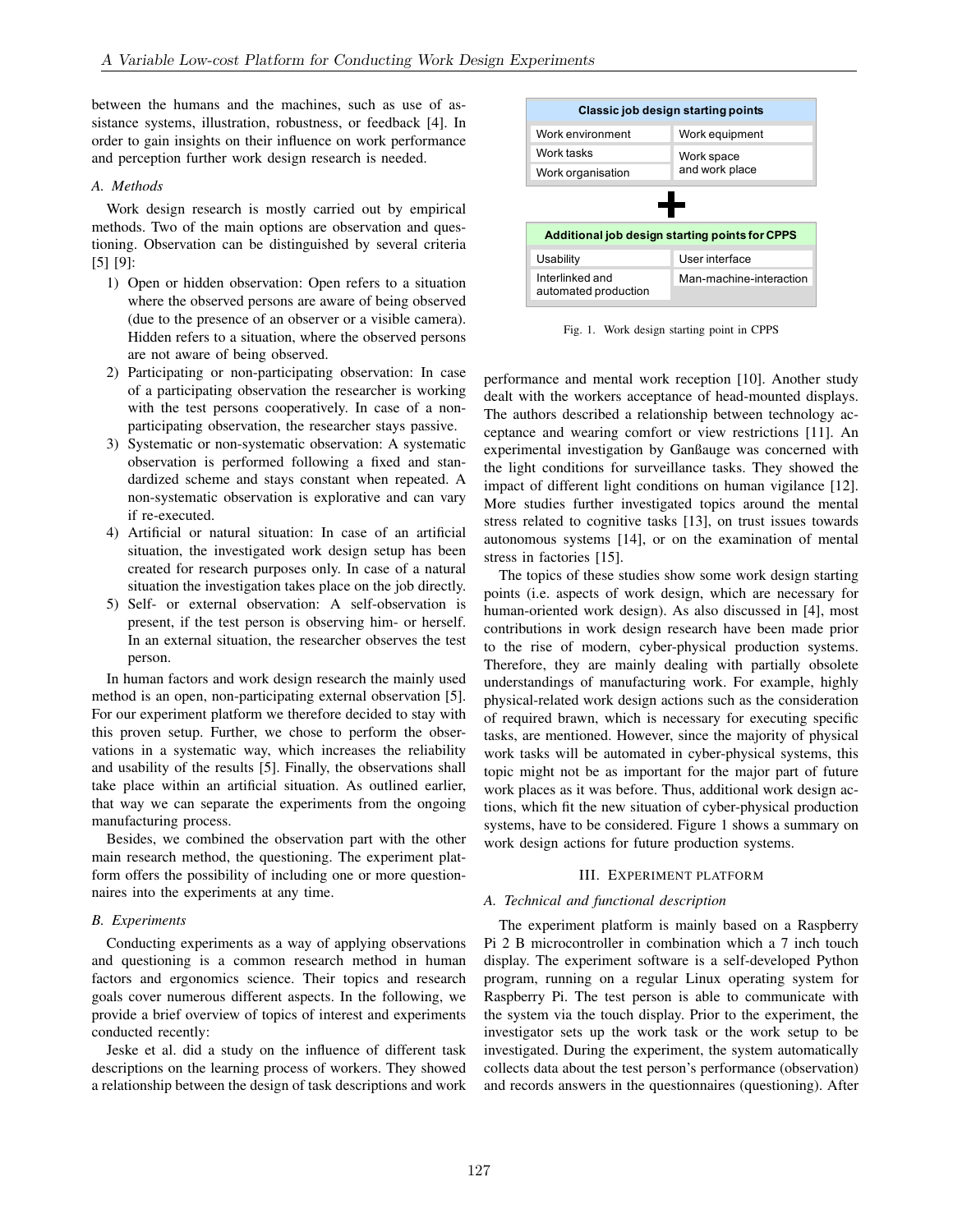between the humans and the machines, such as use of assistance systems, illustration, robustness, or feedback [4]. In order to gain insights on their influence on work performance and perception further work design research is needed.

### A. Methods

Work design research is mostly carried out by empirical methods. Two of the main options are observation and questioning. Observation can be distinguished by several criteria [5] [9]:

1) Open or hidden observation: Open refers to a situation where the observed persons are aware of being observed (due to the presence of an observer or a visible camera). Hidden refers to a situation, where the observed persons are not aware of being observed.
2) Participating or non-participating observation: In case of a participating observation the researcher is working with the test persons cooperatively. In case of a non-participating observation, the researcher stays passive.
3) Systematic or non-systematic observation: A systematic observation is performed following a fixed and standardized scheme and stays constant when repeated. A non-systematic observation is explorative and can vary if re-executed.
4) Artificial or natural situation: In case of an artificial situation, the investigated work design setup has been created for research purposes only. In case of a natural situation the investigation takes place on the job directly.
5) Self- or external observation: A self-observation is present, if the test person is observing him- or herself. In an external situation, the researcher observes the test person.

In human factors and work design research the mainly used method is an open, non-participating external observation [5]. For our experiment platform we therefore decided to stay with this proven setup. Further, we chose to perform the observations in a systematic way, which increases the reliability and usability of the results [5]. Finally, the observations shall take place within an artificial situation. As outlined earlier, that way we can separate the experiments from the ongoing manufacturing process.

Besides, we combined the observation part with the other main research method, the questioning. The experiment platform offers the possibility of including one or more questionnaires into the experiments at any time.

### B. Experiments

Conducting experiments as a way of applying observations and questioning is a common research method in human factors and ergonomics science. Their topics and research goals cover numerous different aspects. In the following, we provide a brief overview of topics of interest and experiments conducted recently:

Jeske et al. did a study on the influence of different task descriptions on the learning process of workers. They showed a relationship between the design of task descriptions and work performance and mental work reception [10]. Another study dealt with the workers acceptance of head-mounted displays. The authors described a relationship between technology acceptance and wearing comfort or view restrictions [11]. An experimental investigation by Ganßauge was concerned with the light conditions for surveillance tasks. They showed the impact of different light conditions on human vigilance [12]. More studies further investigated topics around the mental stress related to cognitive tasks [13], on trust issues towards autonomous systems [14], or on the examination of mental stress in factories [15].

The topics of these studies show some work design starting points (i.e. aspects of work design, which are necessary for human-oriented work design). As also discussed in [4], most contributions in work design research have been made prior to the rise of modern, cyber-physical production systems. Therefore, they are mainly dealing with partially obsolete understandings of manufacturing work. For example, highly physical-related work design actions such as the consideration of required brawn, which is necessary for executing specific tasks, are mentioned. However, since the majority of physical work tasks will be automated in cyber-physical systems, this topic might not be as important for the major part of future work places as it was before. Thus, additional work design actions, which fit the new situation of cyber-physical production systems, have to be considered. Figure 1 shows a summary on work design actions for future production systems.

| **Classic job design starting points** | |
|---|---|
| Work environment | Work equipment |
| Work tasks | Work space and work place |
| Work organisation | |

+

| **Additional job design starting points for CPPS** | |
|---|---|
| Usability | User interface |
| Interlinked and automated production | Man-machine-interaction |

Fig. 1. Work design starting point in CPPS

## III. Experiment Platform

### A. Technical and functional description

The experiment platform is mainly based on a Raspberry Pi 2 B microcontroller in combination which a 7 inch touch display. The experiment software is a self-developed Python program, running on a regular Linux operating system for Raspberry Pi. The test person is able to communicate with the system via the touch display. Prior to the experiment, the investigator sets up the work task or the work setup to be investigated. During the experiment, the system automatically collects data about the test person's performance (observation) and records answers in the questionnaires (questioning). After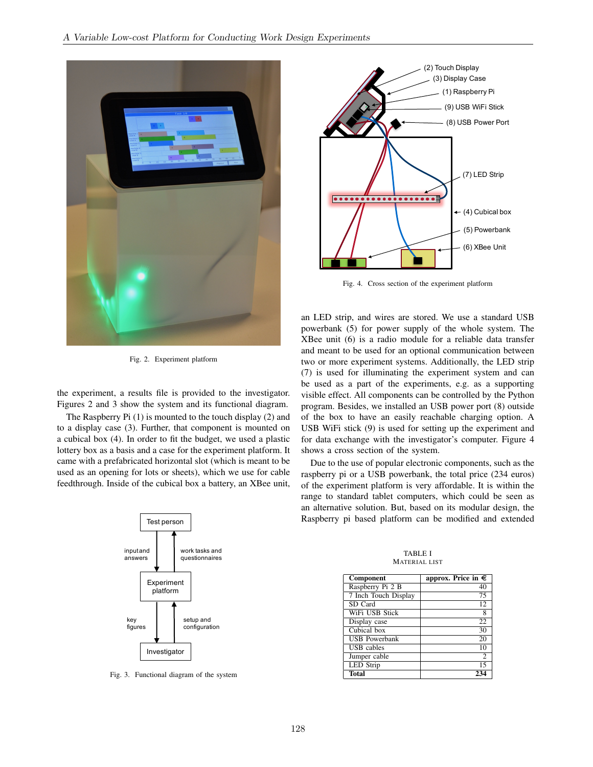Fig. 2. Experiment platform

the experiment, a results file is provided to the investigator. Figures 2 and 3 show the system and its functional diagram.

The Raspberry Pi (1) is mounted to the touch display (2) and to a display case (3). Further, that component is mounted on a cubical box (4). In order to fit the budget, we used a plastic lottery box as a basis and a case for the experiment platform. It came with a prefabricated horizontal slot (which is meant to be used as an opening for lots or sheets), which we use for cable feedthrough. Inside of the cubical box a battery, an XBee unit, an LED strip, and wires are stored. We use a standard USB powerbank (5) for power supply of the whole system. The XBee unit (6) is a radio module for a reliable data transfer and meant to be used for an optional communication between two or more experiment systems. Additionally, the LED strip (7) is used for illuminating the experiment system and can be used as a part of the experiments, e.g. as a supporting visible effect. All components can be controlled by the Python program. Besides, we installed an USB power port (8) outside of the box to have an easily reachable charging option. A USB WiFi stick (9) is used for setting up the experiment and for data exchange with the investigator's computer. Figure 4 shows a cross section of the system.

Fig. 3. Functional diagram of the system

Fig. 4. Cross section of the experiment platform

Due to the use of popular electronic components, such as the raspberry pi or a USB powerbank, the total price (234 euros) of the experiment platform is very affordable. It is within the range to standard tablet computers, which could be seen as an alternative solution. But, based on its modular design, the Raspberry pi based platform can be modified and extended

TABLE I
MATERIAL LIST

| Component | approx. Price in € |
|---|---|
| Raspberry Pi 2 B | 40 |
| 7 Inch Touch Display | 75 |
| SD Card | 12 |
| WiFi USB Stick | 8 |
| Display case | 22 |
| Cubical box | 30 |
| USB Powerbank | 20 |
| USB cables | 10 |
| Jumper cable | 2 |
| LED Strip | 15 |
| **Total** | **234** |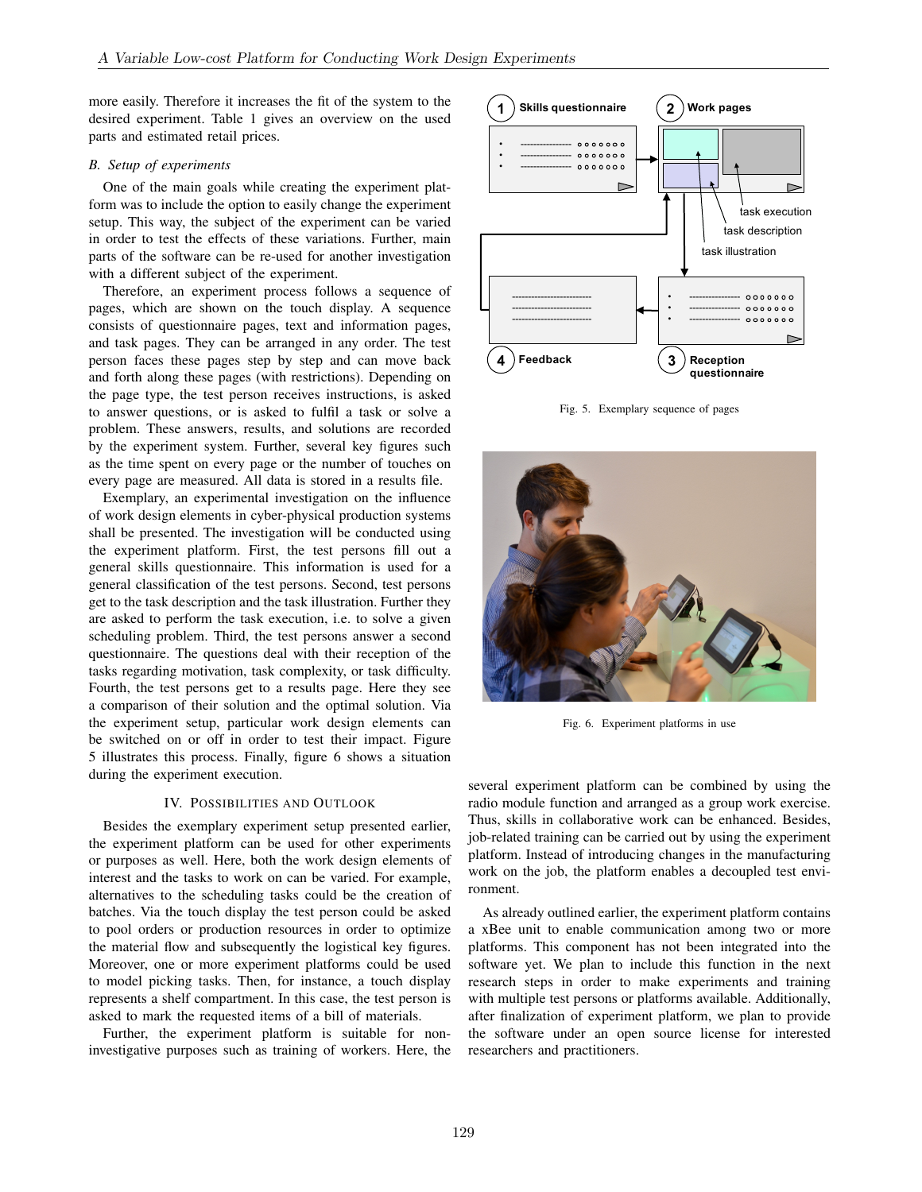more easily. Therefore it increases the fit of the system to the desired experiment. Table 1 gives an overview on the used parts and estimated retail prices.

### B. Setup of experiments

One of the main goals while creating the experiment platform was to include the option to easily change the experiment setup. This way, the subject of the experiment can be varied in order to test the effects of these variations. Further, main parts of the software can be re-used for another investigation with a different subject of the experiment.

Therefore, an experiment process follows a sequence of pages, which are shown on the touch display. A sequence consists of questionnaire pages, text and information pages, and task pages. They can be arranged in any order. The test person faces these pages step by step and can move back and forth along these pages (with restrictions). Depending on the page type, the test person receives instructions, is asked to answer questions, or is asked to fulfil a task or solve a problem. These answers, results, and solutions are recorded by the experiment system. Further, several key figures such as the time spent on every page or the number of touches on every page are measured. All data is stored in a results file.

Exemplary, an experimental investigation on the influence of work design elements in cyber-physical production systems shall be presented. The investigation will be conducted using the experiment platform. First, the test persons fill out a general skills questionnaire. This information is used for a general classification of the test persons. Second, test persons get to the task description and the task illustration. Further they are asked to perform the task execution, i.e. to solve a given scheduling problem. Third, the test persons answer a second questionnaire. The questions deal with their reception of the tasks regarding motivation, task complexity, or task difficulty. Fourth, the test persons get to a results page. Here they see a comparison of their solution and the optimal solution. Via the experiment setup, particular work design elements can be switched on or off in order to test their impact. Figure 5 illustrates this process. Finally, figure 6 shows a situation during the experiment execution.

Fig. 5. Exemplary sequence of pages

Fig. 6. Experiment platforms in use

## IV. Possibilities and Outlook

Besides the exemplary experiment setup presented earlier, the experiment platform can be used for other experiments or purposes as well. Here, both the work design elements of interest and the tasks to work on can be varied. For example, alternatives to the scheduling tasks could be the creation of batches. Via the touch display the test person could be asked to pool orders or production resources in order to optimize the material flow and subsequently the logistical key figures. Moreover, one or more experiment platforms could be used to model picking tasks. Then, for instance, a touch display represents a shelf compartment. In this case, the test person is asked to mark the requested items of a bill of materials.

Further, the experiment platform is suitable for non-investigative purposes such as training of workers. Here, the several experiment platform can be combined by using the radio module function and arranged as a group work exercise. Thus, skills in collaborative work can be enhanced. Besides, job-related training can be carried out by using the experiment platform. Instead of introducing changes in the manufacturing work on the job, the platform enables a decoupled test environment.

As already outlined earlier, the experiment platform contains a xBee unit to enable communication among two or more platforms. This component has not been integrated into the software yet. We plan to include this function in the next research steps in order to make experiments and training with multiple test persons or platforms available. Additionally, after finalization of experiment platform, we plan to provide the software under an open source license for interested researchers and practitioners.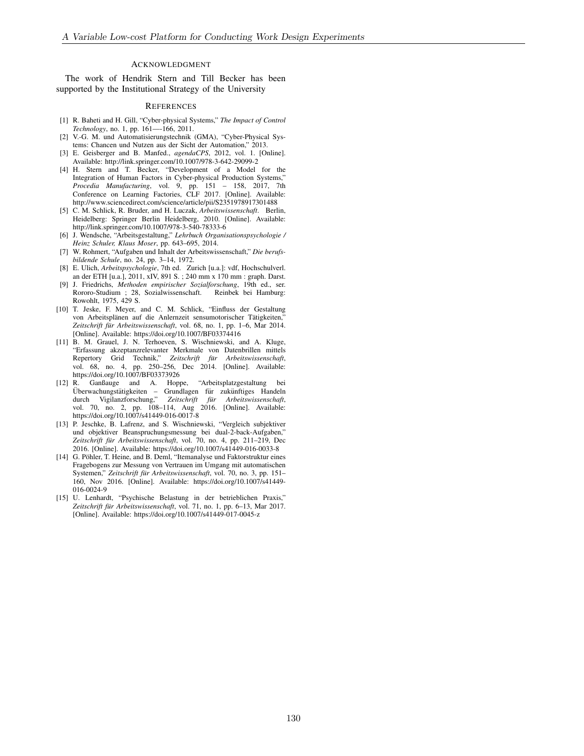## Acknowledgment

The work of Hendrik Stern and Till Becker has been supported by the Institutional Strategy of the University

## References

[1] R. Baheti and H. Gill, "Cyber-physical Systems," *The Impact of Control Technology*, no. 1, pp. 161—-166, 2011.

[2] V.-G. M. und Automatisierungstechnik (GMA), "Cyber-Physical Systems: Chancen und Nutzen aus der Sicht der Automation," 2013.

[3] E. Geisberger and B. Manfed., *agendaCPS*, 2012, vol. 1. [Online]. Available: http://link.springer.com/10.1007/978-3-642-29099-2

[4] H. Stern and T. Becker, "Development of a Model for the Integration of Human Factors in Cyber-physical Production Systems," *Procedia Manufacturing*, vol. 9, pp. 151 – 158, 2017, 7th Conference on Learning Factories, CLF 2017. [Online]. Available: http://www.sciencedirect.com/science/article/pii/S2351978917301488

[5] C. M. Schlick, R. Bruder, and H. Luczak, *Arbeitswissenschaft*. Berlin, Heidelberg: Springer Berlin Heidelberg, 2010. [Online]. Available: http://link.springer.com/10.1007/978-3-540-78333-6

[6] J. Wendsche, "Arbeitsgestaltung," *Lehrbuch Organisationspsychologie / Heinz Schuler, Klaus Moser*, pp. 643–695, 2014.

[7] W. Rohmert, "Aufgaben und Inhalt der Arbeitswissenschaft," *Die berufsbildende Schule*, no. 24, pp. 3–14, 1972.

[8] E. Ulich, *Arbeitspsychologie*, 7th ed. Zurich [u.a.]: vdf, Hochschulverl. an der ETH [u.a.], 2011, xIV, 891 S. ; 240 mm x 170 mm : graph. Darst.

[9] J. Friedrichs, *Methoden empirischer Sozialforschung*, 19th ed., ser. Rororo-Studium ; 28, Sozialwissenschaft. Reinbek bei Hamburg: Rowohlt, 1975, 429 S.

[10] T. Jeske, F. Meyer, and C. M. Schlick, "Einfluss der Gestaltung von Arbeitsplänen auf die Anlernzeit sensumotorischer Tätigkeiten," *Zeitschrift für Arbeitswissenschaft*, vol. 68, no. 1, pp. 1–6, Mar 2014. [Online]. Available: https://doi.org/10.1007/BF03374416

[11] B. M. Grauel, J. N. Terhoeven, S. Wischniewski, and A. Kluge, "Erfassung akzeptanzrelevanter Merkmale von Datenbrillen mittels Repertory Grid Technik," *Zeitschrift für Arbeitswissenschaft*, vol. 68, no. 4, pp. 250–256, Dec 2014. [Online]. Available: https://doi.org/10.1007/BF03373926

[12] R. Ganßauge and A. Hoppe, "Arbeitsplatzgestaltung bei Überwachungstätigkeiten – Grundlagen für zukünftiges Handeln durch Vigilanzforschung," *Zeitschrift für Arbeitswissenschaft*, vol. 70, no. 2, pp. 108–114, Aug 2016. [Online]. Available: https://doi.org/10.1007/s41449-016-0017-8

[13] P. Jeschke, B. Lafrenz, and S. Wischniewski, "Vergleich subjektiver und objektiver Beanspruchungsmessung bei dual-2-back-Aufgaben," *Zeitschrift für Arbeitswissenschaft*, vol. 70, no. 4, pp. 211–219, Dec 2016. [Online]. Available: https://doi.org/10.1007/s41449-016-0033-8

[14] G. Pöhler, T. Heine, and B. Deml, "Itemanalyse und Faktorstruktur eines Fragebogens zur Messung von Vertrauen im Umgang mit automatischen Systemen," *Zeitschrift für Arbeitswissenschaft*, vol. 70, no. 3, pp. 151–160, Nov 2016. [Online]. Available: https://doi.org/10.1007/s41449-016-0024-9

[15] U. Lenhardt, "Psychische Belastung in der betrieblichen Praxis," *Zeitschrift für Arbeitswissenschaft*, vol. 71, no. 1, pp. 6–13, Mar 2017. [Online]. Available: https://doi.org/10.1007/s41449-017-0045-z